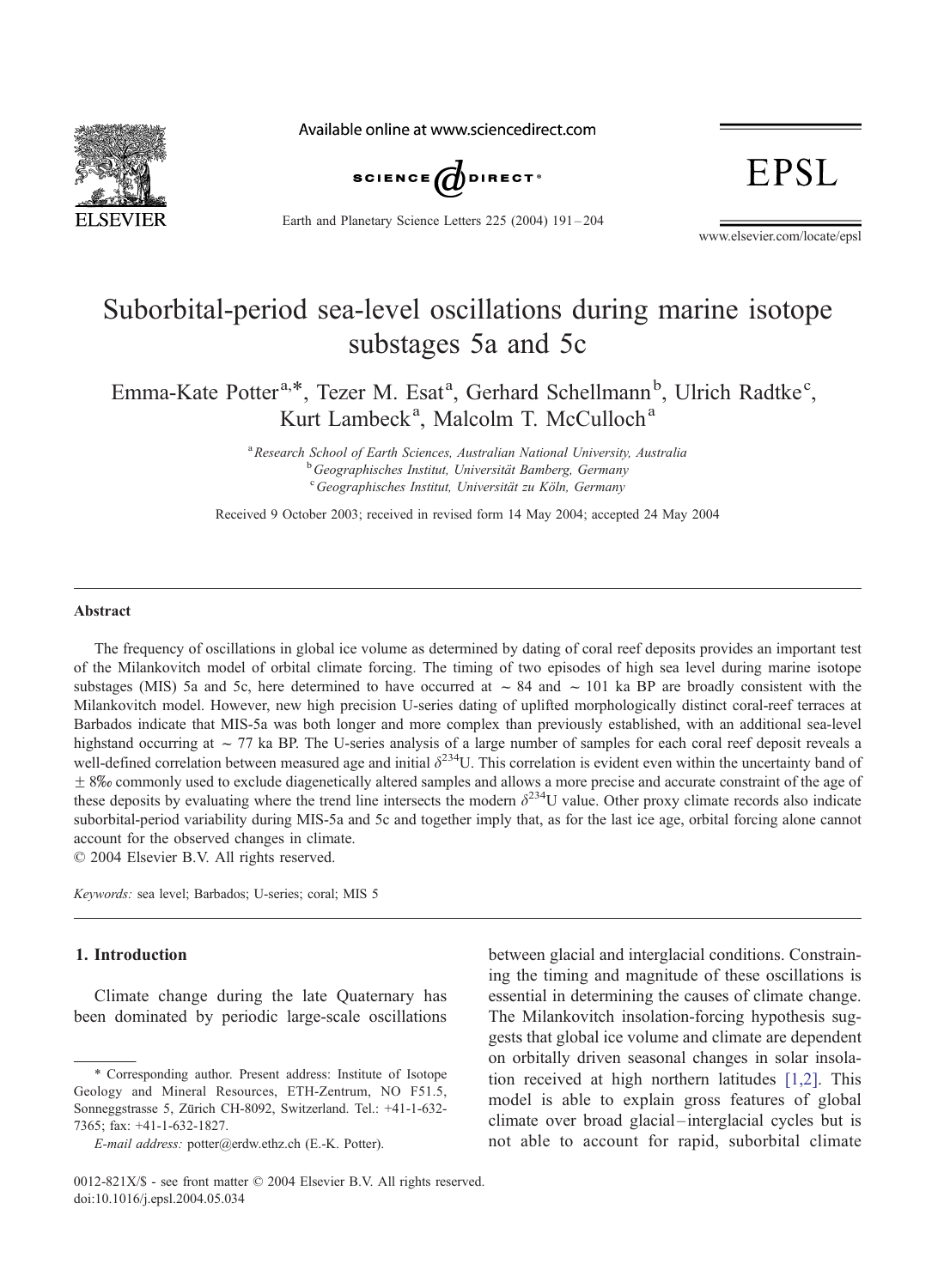# Suborbital-period sea-level oscillations during marine isotope substages 5a and 5c

Emma-Kate Potter[a,*], Tezer M. Esat[a], Gerhard Schellmann[b], Ulrich Radtke[c], Kurt Lambeck[a], Malcolm T. McCulloch[a]

[a] *Research School of Earth Sciences, Australian National University, Australia*
[b] *Geographisches Institut, Universität Bamberg, Germany*
[c] *Geographisches Institut, Universität zu Köln, Germany*

Received 9 October 2003; received in revised form 14 May 2004; accepted 24 May 2004

## Abstract

The frequency of oscillations in global ice volume as determined by dating of coral reef deposits provides an important test of the Milankovitch model of orbital climate forcing. The timing of two episodes of high sea level during marine isotope substages (MIS) 5a and 5c, here determined to have occurred at ~ 84 and ~ 101 ka BP are broadly consistent with the Milankovitch model. However, new high precision U-series dating of uplifted morphologically distinct coral-reef terraces at Barbados indicate that MIS-5a was both longer and more complex than previously established, with an additional sea-level highstand occurring at ~ 77 ka BP. The U-series analysis of a large number of samples for each coral reef deposit reveals a well-defined correlation between measured age and initial $\delta^{234}$U. This correlation is evident even within the uncertainty band of ± 8‰ commonly used to exclude diagenetically altered samples and allows a more precise and accurate constraint of the age of these deposits by evaluating where the trend line intersects the modern $\delta^{234}$U value. Other proxy climate records also indicate suborbital-period variability during MIS-5a and 5c and together imply that, as for the last ice age, orbital forcing alone cannot account for the observed changes in climate.

© 2004 Elsevier B.V. All rights reserved.

*Keywords:* sea level; Barbados; U-series; coral; MIS 5

## 1. Introduction

Climate change during the late Quaternary has been dominated by periodic large-scale oscillations between glacial and interglacial conditions. Constraining the timing and magnitude of these oscillations is essential in determining the causes of climate change. The Milankovitch insolation-forcing hypothesis suggests that global ice volume and climate are dependent on orbitally driven seasonal changes in solar insolation received at high northern latitudes [1,2]. This model is able to explain gross features of global climate over broad glacial–interglacial cycles but is not able to account for rapid, suborbital climate

\* Corresponding author. Present address: Institute of Isotope Geology and Mineral Resources, ETH-Zentrum, NO F51.5, Sonneggstrasse 5, Zürich CH-8092, Switzerland. Tel.: +41-1-632-7365; fax: +41-1-632-1827.

*E-mail address:* potter@erdw.ethz.ch (E.-K. Potter).

0012-821X/$ - see front matter © 2004 Elsevier B.V. All rights reserved.
doi:10.1016/j.epsl.2004.05.034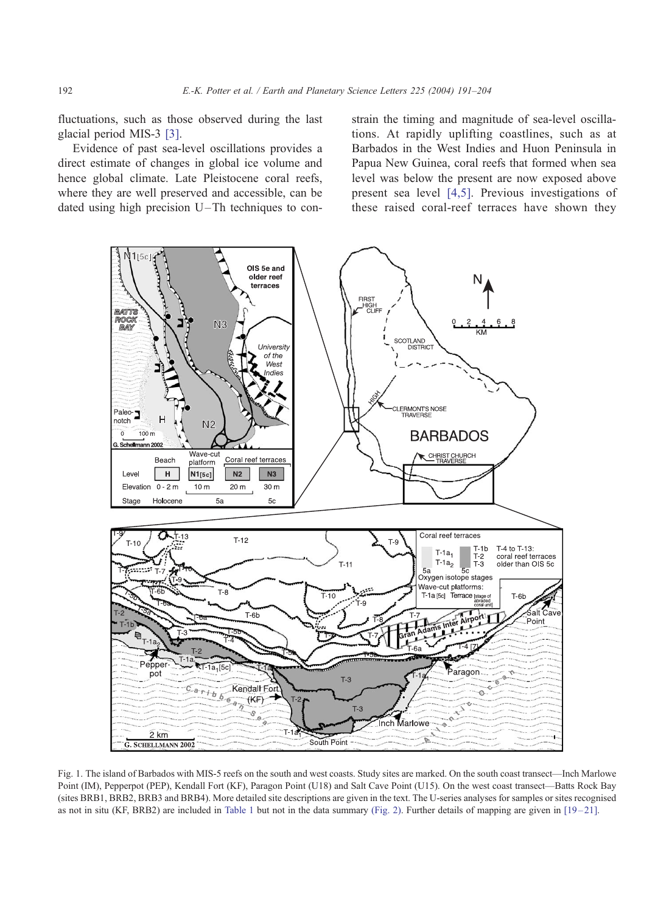fluctuations, such as those observed during the last glacial period MIS-3 [3].

Evidence of past sea-level oscillations provides a direct estimate of changes in global ice volume and hence global climate. Late Pleistocene coral reefs, where they are well preserved and accessible, can be dated using high precision U–Th techniques to constrain the timing and magnitude of sea-level oscillations. At rapidly uplifting coastlines, such as at Barbados in the West Indies and Huon Peninsula in Papua New Guinea, coral reefs that formed when sea level was below the present are now exposed above present sea level [4,5]. Previous investigations of these raised coral-reef terraces have shown they

Fig. 1. The island of Barbados with MIS-5 reefs on the south and west coasts. Study sites are marked. On the south coast transect—Inch Marlowe Point (IM), Pepperpot (PEP), Kendall Fort (KF), Paragon Point (U18) and Salt Cave Point (U15). On the west coast transect—Batts Rock Bay (sites BRB1, BRB2, BRB3 and BRB4). More detailed site descriptions are given in the text. The U-series analyses for samples or sites recognised as not in situ (KF, BRB2) are included in Table 1 but not in the data summary (Fig. 2). Further details of mapping are given in [19–21].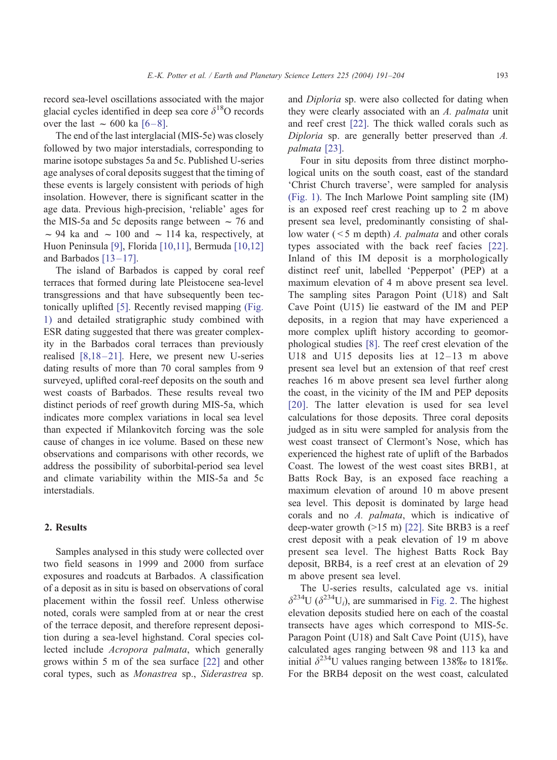record sea-level oscillations associated with the major glacial cycles identified in deep sea core $\delta^{18}O$ records over the last ~ 600 ka [6–8].

The end of the last interglacial (MIS-5e) was closely followed by two major interstadials, corresponding to marine isotope substages 5a and 5c. Published U-series age analyses of coral deposits suggest that the timing of these events is largely consistent with periods of high insolation. However, there is significant scatter in the age data. Previous high-precision, 'reliable' ages for the MIS-5a and 5c deposits range between ~ 76 and ~ 94 ka and ~ 100 and ~ 114 ka, respectively, at Huon Peninsula [9], Florida [10,11], Bermuda [10,12] and Barbados [13–17].

The island of Barbados is capped by coral reef terraces that formed during late Pleistocene sea-level transgressions and that have subsequently been tectonically uplifted [5]. Recently revised mapping (Fig. 1) and detailed stratigraphic study combined with ESR dating suggested that there was greater complexity in the Barbados coral terraces than previously realised [8,18–21]. Here, we present new U-series dating results of more than 70 coral samples from 9 surveyed, uplifted coral-reef deposits on the south and west coasts of Barbados. These results reveal two distinct periods of reef growth during MIS-5a, which indicates more complex variations in local sea level than expected if Milankovitch forcing was the sole cause of changes in ice volume. Based on these new observations and comparisons with other records, we address the possibility of suborbital-period sea level and climate variability within the MIS-5a and 5c interstadials.

## 2. Results

Samples analysed in this study were collected over two field seasons in 1999 and 2000 from surface exposures and roadcuts at Barbados. A classification of a deposit as in situ is based on observations of coral placement within the fossil reef. Unless otherwise noted, corals were sampled from at or near the crest of the terrace deposit, and therefore represent deposition during a sea-level highstand. Coral species collected include *Acropora palmata*, which generally grows within 5 m of the sea surface [22] and other coral types, such as *Monastrea* sp., *Siderastrea* sp. and *Diploria* sp. were also collected for dating when they were clearly associated with an *A. palmata* unit and reef crest [22]. The thick walled corals such as *Diploria* sp. are generally better preserved than *A. palmata* [23].

Four in situ deposits from three distinct morphological units on the south coast, east of the standard 'Christ Church traverse', were sampled for analysis (Fig. 1). The Inch Marlowe Point sampling site (IM) is an exposed reef crest reaching up to 2 m above present sea level, predominantly consisting of shallow water (< 5 m depth) *A. palmata* and other corals types associated with the back reef facies [22]. Inland of this IM deposit is a morphologically distinct reef unit, labelled 'Pepperpot' (PEP) at a maximum elevation of 4 m above present sea level. The sampling sites Paragon Point (U18) and Salt Cave Point (U15) lie eastward of the IM and PEP deposits, in a region that may have experienced a more complex uplift history according to geomorphological studies [8]. The reef crest elevation of the U18 and U15 deposits lies at 12–13 m above present sea level but an extension of that reef crest reaches 16 m above present sea level further along the coast, in the vicinity of the IM and PEP deposits [20]. The latter elevation is used for sea level calculations for those deposits. Three coral deposits judged as in situ were sampled for analysis from the west coast transect of Clermont's Nose, which has experienced the highest rate of uplift of the Barbados Coast. The lowest of the west coast sites BRB1, at Batts Rock Bay, is an exposed face reaching a maximum elevation of around 10 m above present sea level. This deposit is dominated by large head corals and no *A. palmata*, which is indicative of deep-water growth (>15 m) [22]. Site BRB3 is a reef crest deposit with a peak elevation of 19 m above present sea level. The highest Batts Rock Bay deposit, BRB4, is a reef crest at an elevation of 29 m above present sea level.

The U-series results, calculated age vs. initial $\delta^{234}U$ ($\delta^{234}U_i$), are summarised in Fig. 2. The highest elevation deposits studied here on each of the coastal transects have ages which correspond to MIS-5c. Paragon Point (U18) and Salt Cave Point (U15), have calculated ages ranging between 98 and 113 ka and initial $\delta^{234}U$ values ranging between 138‰ to 181‰. For the BRB4 deposit on the west coast, calculated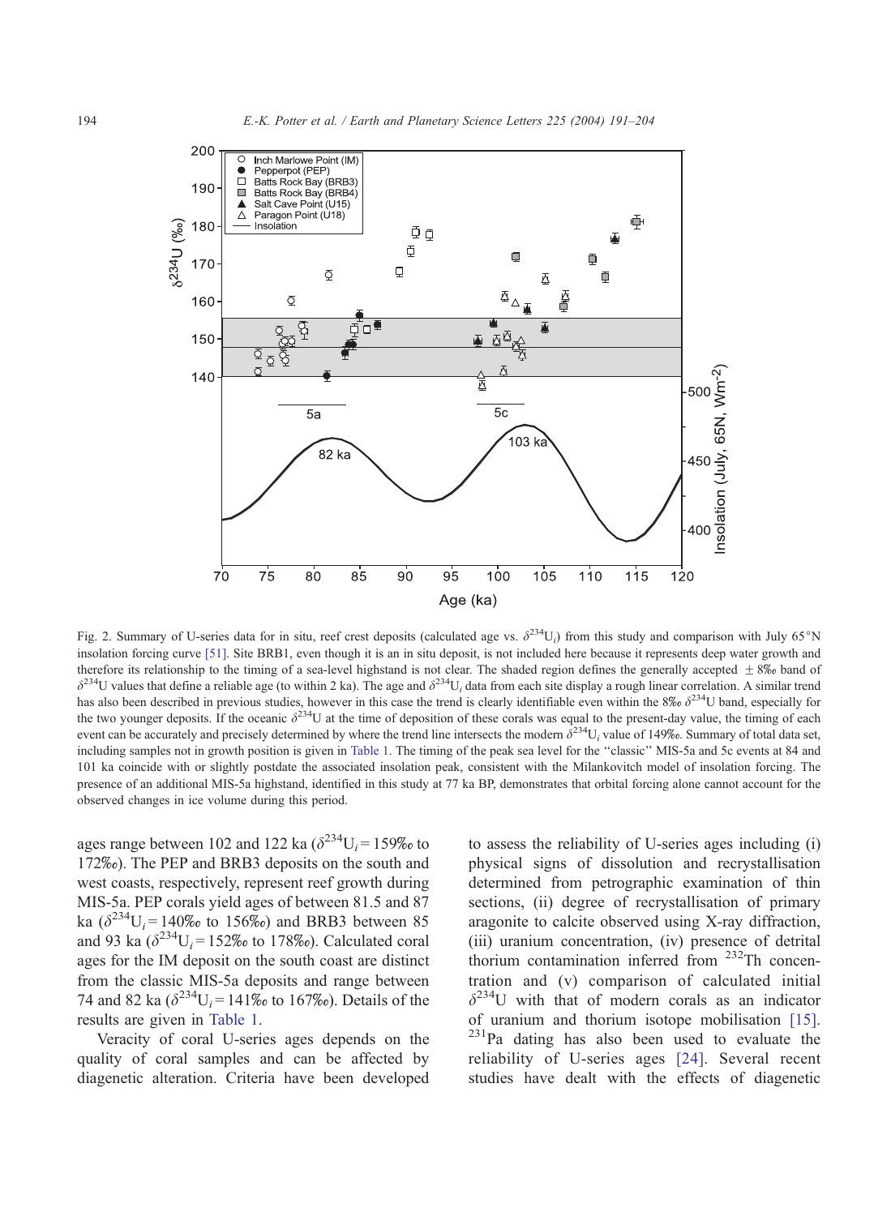Fig. 2. Summary of U-series data for in situ, reef crest deposits (calculated age vs. $\delta^{234}U_i$) from this study and comparison with July 65°N insolation forcing curve [51]. Site BRB1, even though it is an in situ deposit, is not included here because it represents deep water growth and therefore its relationship to the timing of a sea-level highstand is not clear. The shaded region defines the generally accepted ± 8‰ band of $\delta^{234}U$ values that define a reliable age (to within 2 ka). The age and $\delta^{234}U_i$ data from each site display a rough linear correlation. A similar trend has also been described in previous studies, however in this case the trend is clearly identifiable even within the 8‰ $\delta^{234}U$ band, especially for the two younger deposits. If the oceanic $\delta^{234}U$ at the time of deposition of these corals was equal to the present-day value, the timing of each event can be accurately and precisely determined by where the trend line intersects the modern $\delta^{234}U_i$ value of 149‰. Summary of total data set, including samples not in growth position is given in Table 1. The timing of the peak sea level for the "classic" MIS-5a and 5c events at 84 and 101 ka coincide with or slightly postdate the associated insolation peak, consistent with the Milankovitch model of insolation forcing. The presence of an additional MIS-5a highstand, identified in this study at 77 ka BP, demonstrates that orbital forcing alone cannot account for the observed changes in ice volume during this period.

ages range between 102 and 122 ka ($\delta^{234}U_i$ = 159‰ to 172‰). The PEP and BRB3 deposits on the south and west coasts, respectively, represent reef growth during MIS-5a. PEP corals yield ages of between 81.5 and 87 ka ($\delta^{234}U_i$ = 140‰ to 156‰) and BRB3 between 85 and 93 ka ($\delta^{234}U_i$ = 152‰ to 178‰). Calculated coral ages for the IM deposit on the south coast are distinct from the classic MIS-5a deposits and range between 74 and 82 ka ($\delta^{234}U_i$ = 141‰ to 167‰). Details of the results are given in Table 1.

Veracity of coral U-series ages depends on the quality of coral samples and can be affected by diagenetic alteration. Criteria have been developed to assess the reliability of U-series ages including (i) physical signs of dissolution and recrystallisation determined from petrographic examination of thin sections, (ii) degree of recrystallisation of primary aragonite to calcite observed using X-ray diffraction, (iii) uranium concentration, (iv) presence of detrital thorium contamination inferred from $^{232}Th$ concentration and (v) comparison of calculated initial $\delta^{234}U$ with that of modern corals as an indicator of uranium and thorium isotope mobilisation [15]. $^{231}Pa$ dating has also been used to evaluate the reliability of U-series ages [24]. Several recent studies have dealt with the effects of diagenetic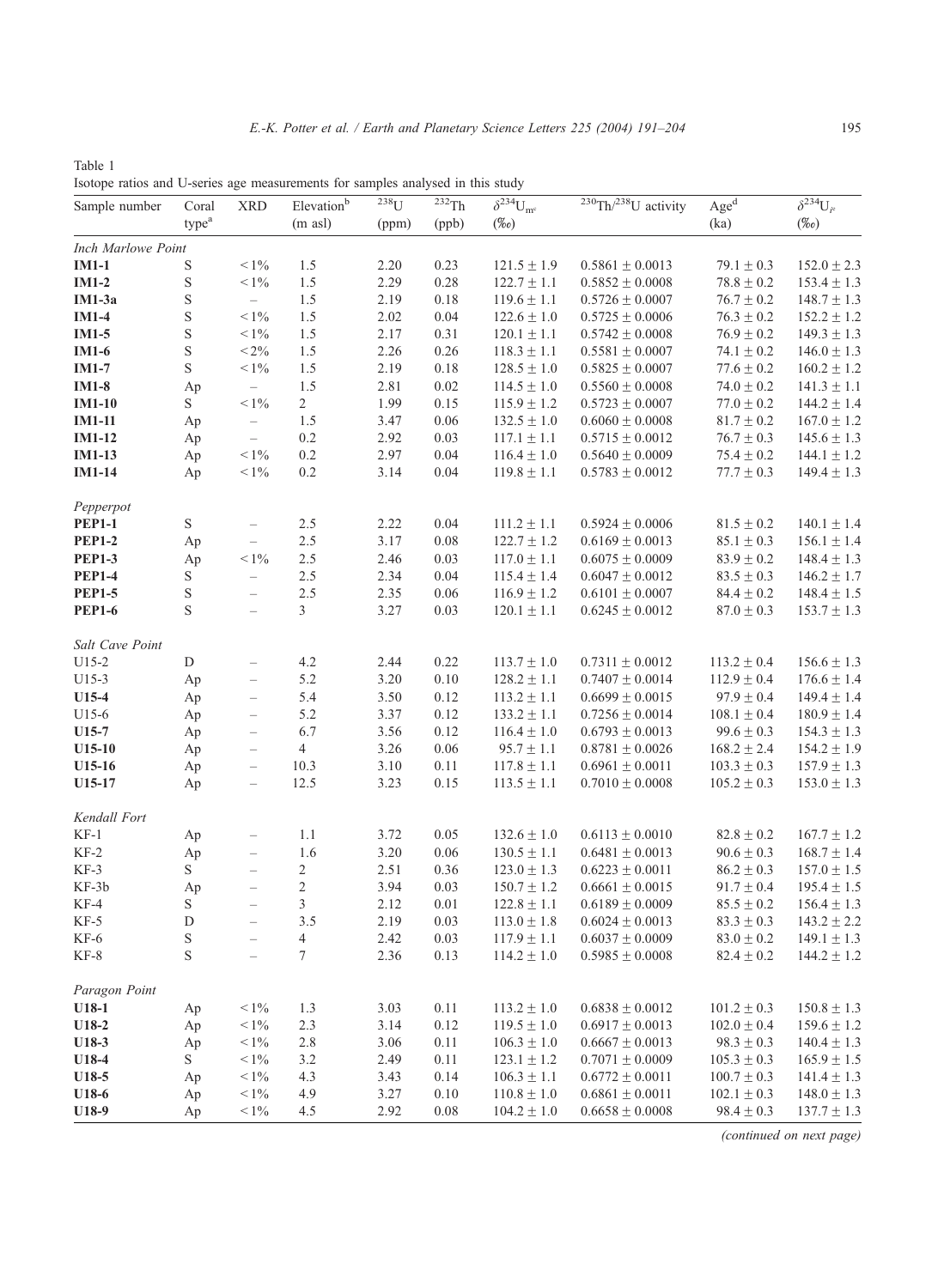Table 1
Isotope ratios and U-series age measurements for samples analysed in this study

| Sample number | Coral type[a] | XRD | Elevation[b] (m asl) | $^{238}U$ (ppm) | $^{232}Th$ (ppb) | $\delta^{234}U_{m^c}$ (‰) | $^{230}Th/^{238}U$ activity | Age[d] (ka) | $\delta^{234}U_{i^c}$ (‰) |
|---|---|---|---|---|---|---|---|---|---|
| *Inch Marlowe Point* | | | | | | | | | |
| **IM1-1** | S | <1% | 1.5 | 2.20 | 0.23 | $121.5 \pm 1.9$ | $0.5861 \pm 0.0013$ | $79.1 \pm 0.3$ | $152.0 \pm 2.3$ |
| **IM1-2** | S | <1% | 1.5 | 2.29 | 0.28 | $122.7 \pm 1.1$ | $0.5852 \pm 0.0008$ | $78.8 \pm 0.2$ | $153.4 \pm 1.3$ |
| **IM1-3a** | S | – | 1.5 | 2.19 | 0.18 | $119.6 \pm 1.1$ | $0.5726 \pm 0.0007$ | $76.7 \pm 0.2$ | $148.7 \pm 1.3$ |
| **IM1-4** | S | <1% | 1.5 | 2.02 | 0.04 | $122.6 \pm 1.0$ | $0.5725 \pm 0.0006$ | $76.3 \pm 0.2$ | $152.2 \pm 1.2$ |
| **IM1-5** | S | <1% | 1.5 | 2.17 | 0.31 | $120.1 \pm 1.1$ | $0.5742 \pm 0.0008$ | $76.9 \pm 0.2$ | $149.3 \pm 1.3$ |
| **IM1-6** | S | <2% | 1.5 | 2.26 | 0.26 | $118.3 \pm 1.1$ | $0.5581 \pm 0.0007$ | $74.1 \pm 0.2$ | $146.0 \pm 1.3$ |
| **IM1-7** | S | <1% | 1.5 | 2.19 | 0.18 | $128.5 \pm 1.0$ | $0.5825 \pm 0.0007$ | $77.6 \pm 0.2$ | $160.2 \pm 1.2$ |
| **IM1-8** | Ap | – | 1.5 | 2.81 | 0.02 | $114.5 \pm 1.0$ | $0.5560 \pm 0.0008$ | $74.0 \pm 0.2$ | $141.3 \pm 1.1$ |
| **IM1-10** | S | <1% | 2 | 1.99 | 0.15 | $115.9 \pm 1.2$ | $0.5723 \pm 0.0007$ | $77.0 \pm 0.2$ | $144.2 \pm 1.4$ |
| **IM1-11** | Ap | – | 1.5 | 3.47 | 0.06 | $132.5 \pm 1.0$ | $0.6060 \pm 0.0008$ | $81.7 \pm 0.2$ | $167.0 \pm 1.2$ |
| **IM1-12** | Ap | – | 0.2 | 2.92 | 0.03 | $117.1 \pm 1.1$ | $0.5715 \pm 0.0012$ | $76.7 \pm 0.3$ | $145.6 \pm 1.3$ |
| **IM1-13** | Ap | <1% | 0.2 | 2.97 | 0.04 | $116.4 \pm 1.0$ | $0.5640 \pm 0.0009$ | $75.4 \pm 0.2$ | $144.1 \pm 1.2$ |
| **IM1-14** | Ap | <1% | 0.2 | 3.14 | 0.04 | $119.8 \pm 1.1$ | $0.5783 \pm 0.0012$ | $77.7 \pm 0.3$ | $149.4 \pm 1.3$ |
| *Pepperpot* | | | | | | | | | |
| **PEP1-1** | S | – | 2.5 | 2.22 | 0.04 | $111.2 \pm 1.1$ | $0.5924 \pm 0.0006$ | $81.5 \pm 0.2$ | $140.1 \pm 1.4$ |
| **PEP1-2** | Ap | – | 2.5 | 3.17 | 0.08 | $122.7 \pm 1.2$ | $0.6169 \pm 0.0013$ | $85.1 \pm 0.3$ | $156.1 \pm 1.4$ |
| **PEP1-3** | Ap | <1% | 2.5 | 2.46 | 0.03 | $117.0 \pm 1.1$ | $0.6075 \pm 0.0009$ | $83.9 \pm 0.2$ | $148.4 \pm 1.3$ |
| **PEP1-4** | S | – | 2.5 | 2.34 | 0.04 | $115.4 \pm 1.4$ | $0.6047 \pm 0.0012$ | $83.5 \pm 0.3$ | $146.2 \pm 1.7$ |
| **PEP1-5** | S | – | 2.5 | 2.35 | 0.06 | $116.9 \pm 1.2$ | $0.6101 \pm 0.0007$ | $84.4 \pm 0.2$ | $148.4 \pm 1.5$ |
| **PEP1-6** | S | – | 3 | 3.27 | 0.03 | $120.1 \pm 1.1$ | $0.6245 \pm 0.0012$ | $87.0 \pm 0.3$ | $153.7 \pm 1.3$ |
| *Salt Cave Point* | | | | | | | | | |
| U15-2 | D | – | 4.2 | 2.44 | 0.22 | $113.7 \pm 1.0$ | $0.7311 \pm 0.0012$ | $113.2 \pm 0.4$ | $156.6 \pm 1.3$ |
| U15-3 | Ap | – | 5.2 | 3.20 | 0.10 | $128.2 \pm 1.1$ | $0.7407 \pm 0.0014$ | $112.9 \pm 0.4$ | $176.6 \pm 1.4$ |
| **U15-4** | Ap | – | 5.4 | 3.50 | 0.12 | $113.2 \pm 1.1$ | $0.6699 \pm 0.0015$ | $97.9 \pm 0.4$ | $149.4 \pm 1.4$ |
| U15-6 | Ap | – | 5.2 | 3.37 | 0.12 | $133.2 \pm 1.1$ | $0.7256 \pm 0.0014$ | $108.1 \pm 0.4$ | $180.9 \pm 1.4$ |
| **U15-7** | Ap | – | 6.7 | 3.56 | 0.12 | $116.4 \pm 1.0$ | $0.6793 \pm 0.0013$ | $99.6 \pm 0.3$ | $154.3 \pm 1.3$ |
| **U15-10** | Ap | – | 4 | 3.26 | 0.06 | $95.7 \pm 1.1$ | $0.8781 \pm 0.0026$ | $168.2 \pm 2.4$ | $154.2 \pm 1.9$ |
| **U15-16** | Ap | – | 10.3 | 3.10 | 0.11 | $117.8 \pm 1.1$ | $0.6961 \pm 0.0011$ | $103.3 \pm 0.3$ | $157.9 \pm 1.3$ |
| **U15-17** | Ap | – | 12.5 | 3.23 | 0.15 | $113.5 \pm 1.1$ | $0.7010 \pm 0.0008$ | $105.2 \pm 0.3$ | $153.0 \pm 1.3$ |
| *Kendall Fort* | | | | | | | | | |
| KF-1 | Ap | – | 1.1 | 3.72 | 0.05 | $132.6 \pm 1.0$ | $0.6113 \pm 0.0010$ | $82.8 \pm 0.2$ | $167.7 \pm 1.2$ |
| KF-2 | Ap | – | 1.6 | 3.20 | 0.06 | $130.5 \pm 1.1$ | $0.6481 \pm 0.0013$ | $90.6 \pm 0.3$ | $168.7 \pm 1.4$ |
| KF-3 | S | – | 2 | 2.51 | 0.36 | $123.0 \pm 1.3$ | $0.6223 \pm 0.0011$ | $86.2 \pm 0.3$ | $157.0 \pm 1.5$ |
| KF-3b | Ap | – | 2 | 3.94 | 0.03 | $150.7 \pm 1.2$ | $0.6661 \pm 0.0015$ | $91.7 \pm 0.4$ | $195.4 \pm 1.5$ |
| KF-4 | S | – | 3 | 2.12 | 0.01 | $122.8 \pm 1.1$ | $0.6189 \pm 0.0009$ | $85.5 \pm 0.2$ | $156.4 \pm 1.3$ |
| KF-5 | D | – | 3.5 | 2.19 | 0.03 | $113.0 \pm 1.8$ | $0.6024 \pm 0.0013$ | $83.3 \pm 0.3$ | $143.2 \pm 2.2$ |
| KF-6 | S | – | 4 | 2.42 | 0.03 | $117.9 \pm 1.1$ | $0.6037 \pm 0.0009$ | $83.0 \pm 0.2$ | $149.1 \pm 1.3$ |
| KF-8 | S | – | 7 | 2.36 | 0.13 | $114.2 \pm 1.0$ | $0.5985 \pm 0.0008$ | $82.4 \pm 0.2$ | $144.2 \pm 1.2$ |
| *Paragon Point* | | | | | | | | | |
| **U18-1** | Ap | <1% | 1.3 | 3.03 | 0.11 | $113.2 \pm 1.0$ | $0.6838 \pm 0.0012$ | $101.2 \pm 0.3$ | $150.8 \pm 1.3$ |
| **U18-2** | Ap | <1% | 2.3 | 3.14 | 0.12 | $119.5 \pm 1.0$ | $0.6917 \pm 0.0013$ | $102.0 \pm 0.4$ | $159.6 \pm 1.2$ |
| **U18-3** | Ap | <1% | 2.8 | 3.06 | 0.11 | $106.3 \pm 1.0$ | $0.6667 \pm 0.0013$ | $98.3 \pm 0.3$ | $140.4 \pm 1.3$ |
| **U18-4** | S | <1% | 3.2 | 2.49 | 0.11 | $123.1 \pm 1.2$ | $0.7071 \pm 0.0009$ | $105.3 \pm 0.3$ | $165.9 \pm 1.5$ |
| **U18-5** | Ap | <1% | 4.3 | 3.43 | 0.14 | $106.3 \pm 1.1$ | $0.6772 \pm 0.0011$ | $100.7 \pm 0.3$ | $141.4 \pm 1.3$ |
| **U18-6** | Ap | <1% | 4.9 | 3.27 | 0.10 | $110.8 \pm 1.0$ | $0.6861 \pm 0.0011$ | $102.1 \pm 0.3$ | $148.0 \pm 1.3$ |
| **U18-9** | Ap | <1% | 4.5 | 2.92 | 0.08 | $104.2 \pm 1.0$ | $0.6658 \pm 0.0008$ | $98.4 \pm 0.3$ | $137.7 \pm 1.3$ |

*(continued on next page)*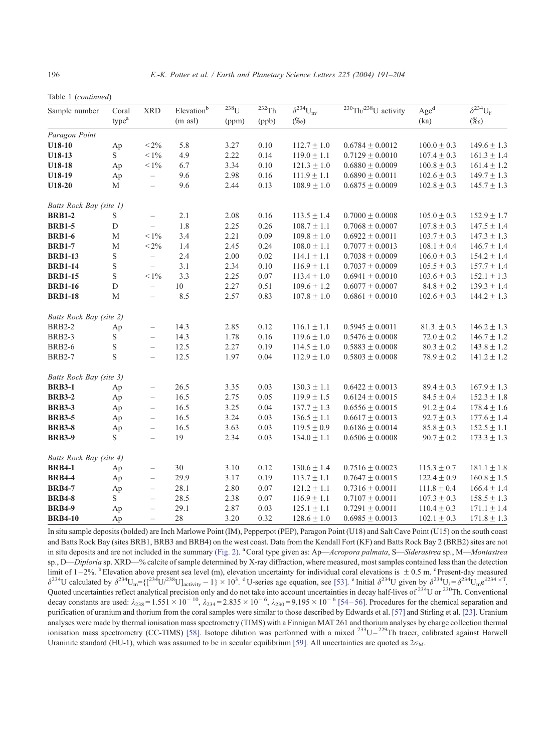Table 1 (*continued*)

| Sample number | Coral type[a] | XRD | Elevation[b] (m asl) | $^{238}$U (ppm) | $^{232}$Th (ppb) | $\delta^{234}U_{m^c}$ (‰) | $^{230}$Th/$^{238}$U activity | Age[d] (ka) | $\delta^{234}U_{i^e}$ (‰) |
|---|---|---|---|---|---|---|---|---|---|
| *Paragon Point* | | | | | | | | | |
| **U18-10** | Ap | <2% | 5.8 | 3.27 | 0.10 | 112.7 ± 1.0 | 0.6784 ± 0.0012 | 100.0 ± 0.3 | 149.6 ± 1.3 |
| **U18-13** | S | <1% | 4.9 | 2.22 | 0.14 | 119.0 ± 1.1 | 0.7129 ± 0.0010 | 107.4 ± 0.3 | 161.3 ± 1.4 |
| **U18-18** | Ap | <1% | 6.7 | 3.34 | 0.10 | 121.3 ± 1.0 | 0.6880 ± 0.0009 | 100.8 ± 0.3 | 161.4 ± 1.2 |
| **U18-19** | Ap | – | 9.6 | 2.98 | 0.16 | 111.9 ± 1.1 | 0.6890 ± 0.0011 | 102.6 ± 0.3 | 149.7 ± 1.3 |
| **U18-20** | M | – | 9.6 | 2.44 | 0.13 | 108.9 ± 1.0 | 0.6875 ± 0.0009 | 102.8 ± 0.3 | 145.7 ± 1.3 |
| *Batts Rock Bay (site 1)* | | | | | | | | | |
| **BRB1-2** | S | – | 2.1 | 2.08 | 0.16 | 113.5 ± 1.4 | 0.7000 ± 0.0008 | 105.0 ± 0.3 | 152.9 ± 1.7 |
| **BRB1-5** | D | – | 1.8 | 2.25 | 0.26 | 108.7 ± 1.1 | 0.7068 ± 0.0007 | 107.8 ± 0.3 | 147.5 ± 1.4 |
| **BRB1-6** | M | <1% | 3.4 | 2.21 | 0.09 | 109.8 ± 1.0 | 0.6922 ± 0.0011 | 103.7 ± 0.3 | 147.3 ± 1.3 |
| **BRB1-7** | M | <2% | 1.4 | 2.45 | 0.24 | 108.0 ± 1.1 | 0.7077 ± 0.0013 | 108.1 ± 0.4 | 146.7 ± 1.4 |
| **BRB1-13** | S | – | 2.4 | 2.00 | 0.02 | 114.1 ± 1.1 | 0.7038 ± 0.0009 | 106.0 ± 0.3 | 154.2 ± 1.4 |
| **BRB1-14** | S | – | 3.1 | 2.34 | 0.10 | 116.9 ± 1.1 | 0.7037 ± 0.0009 | 105.5 ± 0.3 | 157.7 ± 1.4 |
| **BRB1-15** | S | <1% | 3.3 | 2.25 | 0.07 | 113.4 ± 1.0 | 0.6941 ± 0.0010 | 103.6 ± 0.3 | 152.1 ± 1.3 |
| **BRB1-16** | D | – | 10 | 2.27 | 0.51 | 109.6 ± 1.2 | 0.6077 ± 0.0007 | 84.8 ± 0.2 | 139.3 ± 1.4 |
| **BRB1-18** | M | – | 8.5 | 2.57 | 0.83 | 107.8 ± 1.0 | 0.6861 ± 0.0010 | 102.6 ± 0.3 | 144.2 ± 1.3 |
| *Batts Rock Bay (site 2)* | | | | | | | | | |
| BRB2-2 | Ap | – | 14.3 | 2.85 | 0.12 | 116.1 ± 1.1 | 0.5945 ± 0.0011 | 81.3. ± 0.3 | 146.2 ± 1.3 |
| BRB2-3 | S | – | 14.3 | 1.78 | 0.16 | 119.6 ± 1.0 | 0.5476 ± 0.0008 | 72.0 ± 0.2 | 146.7 ± 1.2 |
| BRB2-6 | S | – | 12.5 | 2.27 | 0.19 | 114.5 ± 1.0 | 0.5883 ± 0.0008 | 80.3 ± 0.2 | 143.8 ± 1.2 |
| BRB2-7 | S | – | 12.5 | 1.97 | 0.04 | 112.9 ± 1.0 | 0.5803 ± 0.0008 | 78.9 ± 0.2 | 141.2 ± 1.2 |
| *Batts Rock Bay (site 3)* | | | | | | | | | |
| **BRB3-1** | Ap | – | 26.5 | 3.35 | 0.03 | 130.3 ± 1.1 | 0.6422 ± 0.0013 | 89.4 ± 0.3 | 167.9 ± 1.3 |
| **BRB3-2** | Ap | – | 16.5 | 2.75 | 0.05 | 119.9 ± 1.5 | 0.6124 ± 0.0015 | 84.5 ± 0.4 | 152.3 ± 1.8 |
| **BRB3-3** | Ap | – | 16.5 | 3.25 | 0.04 | 137.7 ± 1.3 | 0.6556 ± 0.0015 | 91.2 ± 0.4 | 178.4 ± 1.6 |
| **BRB3-5** | Ap | – | 16.5 | 3.24 | 0.03 | 136.5 ± 1.1 | 0.6617 ± 0.0013 | 92.7 ± 0.3 | 177.6 ± 1.4 |
| **BRB3-8** | Ap | – | 16.5 | 3.63 | 0.03 | 119.5 ± 0.9 | 0.6186 ± 0.0014 | 85.8 ± 0.3 | 152.5 ± 1.1 |
| **BRB3-9** | S | – | 19 | 2.34 | 0.03 | 134.0 ± 1.1 | 0.6506 ± 0.0008 | 90.7 ± 0.2 | 173.3 ± 1.3 |
| *Batts Rock Bay (site 4)* | | | | | | | | | |
| **BRB4-1** | Ap | – | 30 | 3.10 | 0.12 | 130.6 ± 1.4 | 0.7516 ± 0.0023 | 115.3 ± 0.7 | 181.1 ± 1.8 |
| **BRB4-4** | Ap | – | 29.9 | 3.17 | 0.19 | 113.7 ± 1.1 | 0.7647 ± 0.0015 | 122.4 ± 0.9 | 160.8 ± 1.5 |
| **BRB4-7** | Ap | – | 28.1 | 2.80 | 0.07 | 121.2 ± 1.1 | 0.7316 ± 0.0011 | 111.8 ± 0.4 | 166.4 ± 1.4 |
| **BRB4-8** | S | – | 28.5 | 2.38 | 0.07 | 116.9 ± 1.1 | 0.7107 ± 0.0011 | 107.3 ± 0.3 | 158.5 ± 1.3 |
| **BRB4-9** | Ap | – | 29.1 | 2.87 | 0.03 | 125.1 ± 1.1 | 0.7291 ± 0.0011 | 110.4 ± 0.3 | 171.1 ± 1.4 |
| **BRB4-10** | Ap | – | 28 | 3.20 | 0.32 | 128.6 ± 1.0 | 0.6985 ± 0.0013 | 102.1 ± 0.3 | 171.8 ± 1.3 |

In situ sample deposits (bolded) are Inch Marlowe Point (IM), Pepperpot (PEP), Paragon Point (U18) and Salt Cave Point (U15) on the south coast and Batts Rock Bay (sites BRB1, BRB3 and BRB4) on the west coast. Data from the Kendall Fort (KF) and Batts Rock Bay 2 (BRB2) sites are not in situ deposits and are not included in the summary (Fig. 2). [a] Coral type given as: Ap—*Acropora palmata*, S—*Siderastrea* sp., M—*Montastrea* sp., D—*Diploria* sp. XRD—% calcite of sample determined by X-ray diffraction, where measured, most samples contained less than the detection limit of 1–2%. [b] Elevation above present sea level (m), elevation uncertainty for individual coral elevations is ± 0.5 m. [c] Present-day measured $\delta^{234}U$ calculated by $\delta^{234}U_m = \{[^{234}U/^{238}U]_{activity} - 1\} \times 10^3$. [d] U-series age equation, see [53]. [e] Initial $\delta^{234}U$ given by $\delta^{234}U_i = \delta^{234}U_m e^{\lambda 234 \times T}$. Quoted uncertainties reflect analytical precision only and do not take into account uncertainties in decay half-lives of $^{234}$U or $^{230}$Th. Conventional decay constants are used: $\lambda_{238} = 1.551 \times 10^{-10}$, $\lambda_{234} = 2.835 \times 10^{-6}$, $\lambda_{230} = 9.195 \times 10^{-6}$ [54–56]. Procedures for the chemical separation and purification of uranium and thorium from the coral samples were similar to those described by Edwards et al. [57] and Stirling et al. [23]. Uranium analyses were made by thermal ionisation mass spectrometry (TIMS) with a Finnigan MAT 261 and thorium analyses by charge collection thermal ionisation mass spectrometry (CC-TIMS) [58]. Isotope dilution was performed with a mixed $^{233}$U–$^{229}$Th tracer, calibrated against Harwell Uraninite standard (HU-1), which was assumed to be in secular equilibrium [59]. All uncertainties are quoted as $2\sigma_M$.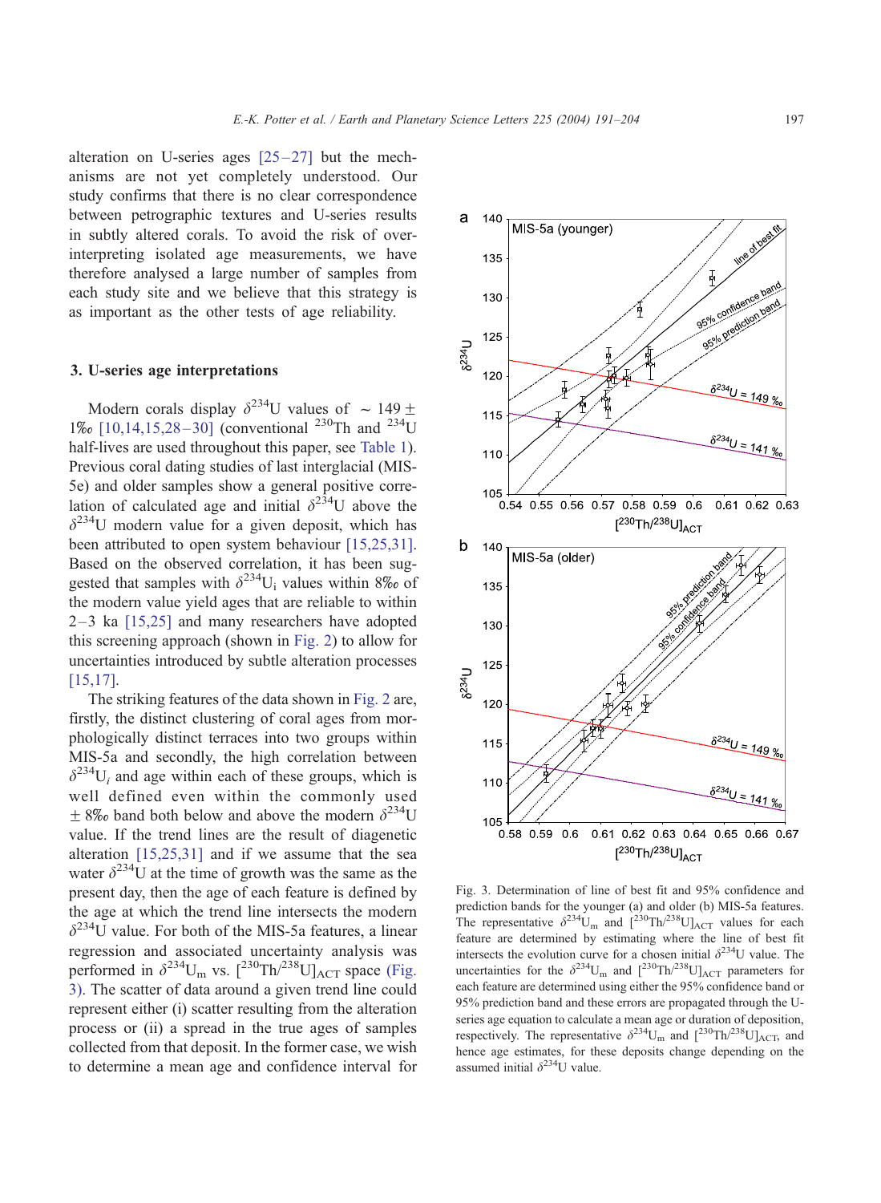alteration on U-series ages [25–27] but the mechanisms are not yet completely understood. Our study confirms that there is no clear correspondence between petrographic textures and U-series results in subtly altered corals. To avoid the risk of over-interpreting isolated age measurements, we have therefore analysed a large number of samples from each study site and we believe that this strategy is as important as the other tests of age reliability.

## 3. U-series age interpretations

Modern corals display $\delta^{234}$U values of $\sim 149 \pm 1$‰ [10,14,15,28–30] (conventional $^{230}$Th and $^{234}$U half-lives are used throughout this paper, see Table 1). Previous coral dating studies of last interglacial (MIS-5e) and older samples show a general positive correlation of calculated age and initial $\delta^{234}$U above the $\delta^{234}$U modern value for a given deposit, which has been attributed to open system behaviour [15,25,31]. Based on the observed correlation, it has been suggested that samples with $\delta^{234}U_i$ values within 8‰ of the modern value yield ages that are reliable to within 2–3 ka [15,25] and many researchers have adopted this screening approach (shown in Fig. 2) to allow for uncertainties introduced by subtle alteration processes [15,17].

The striking features of the data shown in Fig. 2 are, firstly, the distinct clustering of coral ages from morphologically distinct terraces into two groups within MIS-5a and secondly, the high correlation between $\delta^{234}U_i$ and age within each of these groups, which is well defined even within the commonly used $\pm$ 8‰ band both below and above the modern $\delta^{234}$U value. If the trend lines are the result of diagenetic alteration [15,25,31] and if we assume that the sea water $\delta^{234}$U at the time of growth was the same as the present day, then the age of each feature is defined by the age at which the trend line intersects the modern $\delta^{234}$U value. For both of the MIS-5a features, a linear regression and associated uncertainty analysis was performed in $\delta^{234}U_m$ vs. $[^{230}Th/^{238}U]_{ACT}$ space (Fig. 3). The scatter of data around a given trend line could represent either (i) scatter resulting from the alteration process or (ii) a spread in the true ages of samples collected from that deposit. In the former case, we wish to determine a mean age and confidence interval for

Fig. 3. Determination of line of best fit and 95% confidence and prediction bands for the younger (a) and older (b) MIS-5a features. The representative $\delta^{234}U_m$ and $[^{230}Th/^{238}U]_{ACT}$ values for each feature are determined by estimating where the line of best fit intersects the evolution curve for a chosen initial $\delta^{234}$U value. The uncertainties for the $\delta^{234}U_m$ and $[^{230}Th/^{238}U]_{ACT}$ parameters for each feature are determined using either the 95% confidence band or 95% prediction band and these errors are propagated through the U-series age equation to calculate a mean age or duration of deposition, respectively. The representative $\delta^{234}U_m$ and $[^{230}Th/^{238}U]_{ACT}$, and hence age estimates, for these deposits change depending on the assumed initial $\delta^{234}$U value.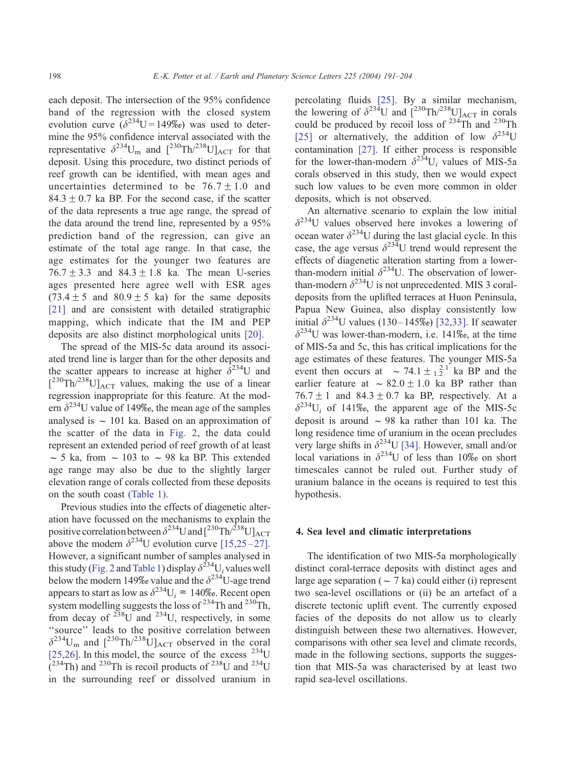each deposit. The intersection of the 95% confidence band of the regression with the closed system evolution curve ($\delta^{234}U = 149‰$) was used to determine the 95% confidence interval associated with the representative $\delta^{234}U_m$ and $[^{230}Th/^{238}U]_{ACT}$ for that deposit. Using this procedure, two distinct periods of reef growth can be identified, with mean ages and uncertainties determined to be $76.7 \pm 1.0$ and $84.3 \pm 0.7$ ka BP. For the second case, if the scatter of the data represents a true age range, the spread of the data around the trend line, represented by a 95% prediction band of the regression, can give an estimate of the total age range. In that case, the age estimates for the younger two features are $76.7 \pm 3.3$ and $84.3 \pm 1.8$ ka. The mean U-series ages presented here agree well with ESR ages ($73.4 \pm 5$ and $80.9 \pm 5$ ka) for the same deposits [21] and are consistent with detailed stratigraphic mapping, which indicate that the IM and PEP deposits are also distinct morphological units [20].

The spread of the MIS-5c data around its associated trend line is larger than for the other deposits and the scatter appears to increase at higher $\delta^{234}U$ and $[^{230}Th/^{238}U]_{ACT}$ values, making the use of a linear regression inappropriate for this feature. At the modern $\delta^{234}U$ value of 149‰, the mean age of the samples analysed is ~ 101 ka. Based on an approximation of the scatter of the data in Fig. 2, the data could represent an extended period of reef growth of at least ~ 5 ka, from ~ 103 to ~ 98 ka BP. This extended age range may also be due to the slightly larger elevation range of corals collected from these deposits on the south coast (Table 1).

Previous studies into the effects of diagenetic alteration have focussed on the mechanisms to explain the positive correlation between $\delta^{234}U$ and $[^{230}Th/^{238}U]_{ACT}$ above the modern $\delta^{234}U$ evolution curve [15,25–27]. However, a significant number of samples analysed in this study (Fig. 2 and Table 1) display $\delta^{234}U_i$ values well below the modern 149‰ value and the $\delta^{234}U$-age trend appears to start as low as $\delta^{234}U_i \approx 140‰$. Recent open system modelling suggests the loss of $^{234}Th$ and $^{230}Th$, from decay of $^{238}U$ and $^{234}U$, respectively, in some "source" leads to the positive correlation between $\delta^{234}U_m$ and $[^{230}Th/^{238}U]_{ACT}$ observed in the coral [25,26]. In this model, the source of the excess $^{234}U$ ($^{234}Th$) and $^{230}Th$ is recoil products of $^{238}U$ and $^{234}U$ in the surrounding reef or dissolved uranium in percolating fluids [25]. By a similar mechanism, the lowering of $\delta^{234}U$ and $[^{230}Th/^{238}U]_{ACT}$ in corals could be produced by recoil loss of $^{234}Th$ and $^{230}Th$ [25] or alternatively, the addition of low $\delta^{234}U$ contamination [27]. If either process is responsible for the lower-than-modern $\delta^{234}U_i$ values of MIS-5a corals observed in this study, then we would expect such low values to be even more common in older deposits, which is not observed.

An alternative scenario to explain the low initial $\delta^{234}U$ values observed here invokes a lowering of ocean water $\delta^{234}U$ during the last glacial cycle. In this case, the age versus $\delta^{234}U$ trend would represent the effects of diagenetic alteration starting from a lower-than-modern initial $\delta^{234}U$. The observation of lower-than-modern $\delta^{234}U$ is not unprecedented. MIS 3 coral-deposits from the uplifted terraces at Huon Peninsula, Papua New Guinea, also display consistently low initial $\delta^{234}U$ values (130–145‰) [32,33]. If seawater $\delta^{234}U$ was lower-than-modern, i.e. 141‰, at the time of MIS-5a and 5c, this has critical implications for the age estimates of these features. The younger MIS-5a event then occurs at $\sim 74.1 \pm ^{2.1}_{1.2}$ ka BP and the earlier feature at $\sim 82.0 \pm 1.0$ ka BP rather than $76.7 \pm 1$ and $84.3 \pm 0.7$ ka BP, respectively. At a $\delta^{234}U_i$ of 141‰, the apparent age of the MIS-5c deposit is around ~ 98 ka rather than 101 ka. The long residence time of uranium in the ocean precludes very large shifts in $\delta^{234}U$ [34]. However, small and/or local variations in $\delta^{234}U$ of less than 10‰ on short timescales cannot be ruled out. Further study of uranium balance in the oceans is required to test this hypothesis.

## 4. Sea level and climatic interpretations

The identification of two MIS-5a morphologically distinct coral-terrace deposits with distinct ages and large age separation (~ 7 ka) could either (i) represent two sea-level oscillations or (ii) be an artefact of a discrete tectonic uplift event. The currently exposed facies of the deposits do not allow us to clearly distinguish between these two alternatives. However, comparisons with other sea level and climate records, made in the following sections, supports the suggestion that MIS-5a was characterised by at least two rapid sea-level oscillations.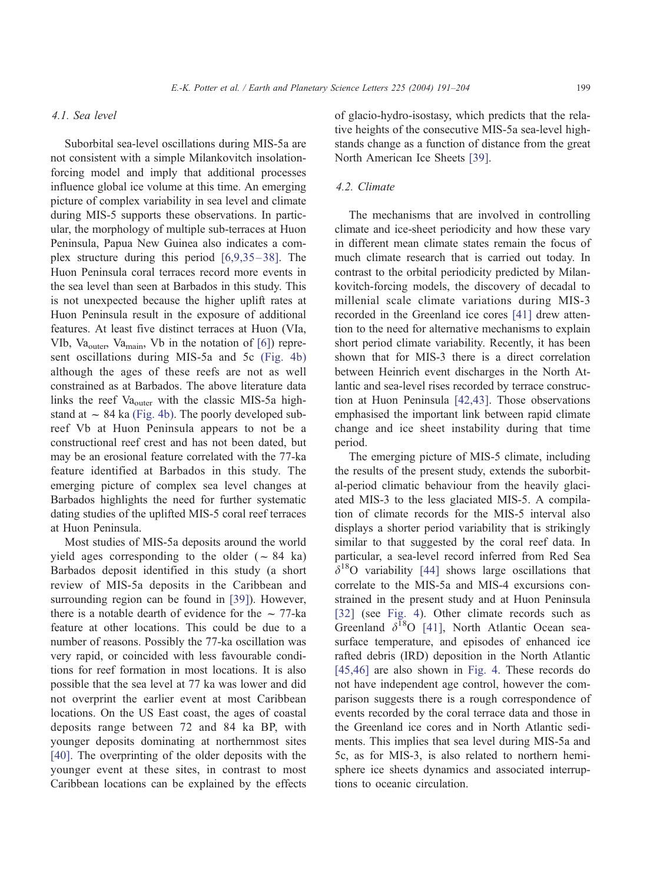### 4.1. Sea level

Suborbital sea-level oscillations during MIS-5a are not consistent with a simple Milankovitch insolation-forcing model and imply that additional processes influence global ice volume at this time. An emerging picture of complex variability in sea level and climate during MIS-5 supports these observations. In particular, the morphology of multiple sub-terraces at Huon Peninsula, Papua New Guinea also indicates a complex structure during this period [6,9,35–38]. The Huon Peninsula coral terraces record more events in the sea level than seen at Barbados in this study. This is not unexpected because the higher uplift rates at Huon Peninsula result in the exposure of additional features. At least five distinct terraces at Huon (VIa, VIb, $Va_{outer}$, $Va_{main}$, Vb in the notation of [6]) represent oscillations during MIS-5a and 5c (Fig. 4b) although the ages of these reefs are not as well constrained as at Barbados. The above literature data links the reef $Va_{outer}$ with the classic MIS-5a highstand at ~ 84 ka (Fig. 4b). The poorly developed subreef Vb at Huon Peninsula appears to not be a constructional reef crest and has not been dated, but may be an erosional feature correlated with the 77-ka feature identified at Barbados in this study. The emerging picture of complex sea level changes at Barbados highlights the need for further systematic dating studies of the uplifted MIS-5 coral reef terraces at Huon Peninsula.

Most studies of MIS-5a deposits around the world yield ages corresponding to the older (~ 84 ka) Barbados deposit identified in this study (a short review of MIS-5a deposits in the Caribbean and surrounding region can be found in [39]). However, there is a notable dearth of evidence for the ~ 77-ka feature at other locations. This could be due to a number of reasons. Possibly the 77-ka oscillation was very rapid, or coincided with less favourable conditions for reef formation in most locations. It is also possible that the sea level at 77 ka was lower and did not overprint the earlier event at most Caribbean locations. On the US East coast, the ages of coastal deposits range between 72 and 84 ka BP, with younger deposits dominating at northernmost sites [40]. The overprinting of the older deposits with the younger event at these sites, in contrast to most Caribbean locations can be explained by the effects of glacio-hydro-isostasy, which predicts that the relative heights of the consecutive MIS-5a sea-level highstands change as a function of distance from the great North American Ice Sheets [39].

### 4.2. Climate

The mechanisms that are involved in controlling climate and ice-sheet periodicity and how these vary in different mean climate states remain the focus of much climate research that is carried out today. In contrast to the orbital periodicity predicted by Milankovitch-forcing models, the discovery of decadal to millenial scale climate variations during MIS-3 recorded in the Greenland ice cores [41] drew attention to the need for alternative mechanisms to explain short period climate variability. Recently, it has been shown that for MIS-3 there is a direct correlation between Heinrich event discharges in the North Atlantic and sea-level rises recorded by terrace construction at Huon Peninsula [42,43]. Those observations emphasised the important link between rapid climate change and ice sheet instability during that time period.

The emerging picture of MIS-5 climate, including the results of the present study, extends the suborbital-period climatic behaviour from the heavily glaciated MIS-3 to the less glaciated MIS-5. A compilation of climate records for the MIS-5 interval also displays a shorter period variability that is strikingly similar to that suggested by the coral reef data. In particular, a sea-level record inferred from Red Sea $\delta^{18}O$ variability [44] shows large oscillations that correlate to the MIS-5a and MIS-4 excursions constrained in the present study and at Huon Peninsula [32] (see Fig. 4). Other climate records such as Greenland $\delta^{18}O$ [41], North Atlantic Ocean sea-surface temperature, and episodes of enhanced ice rafted debris (IRD) deposition in the North Atlantic [45,46] are also shown in Fig. 4. These records do not have independent age control, however the comparison suggests there is a rough correspondence of events recorded by the coral terrace data and those in the Greenland ice cores and in North Atlantic sediments. This implies that sea level during MIS-5a and 5c, as for MIS-3, is also related to northern hemisphere ice sheets dynamics and associated interruptions to oceanic circulation.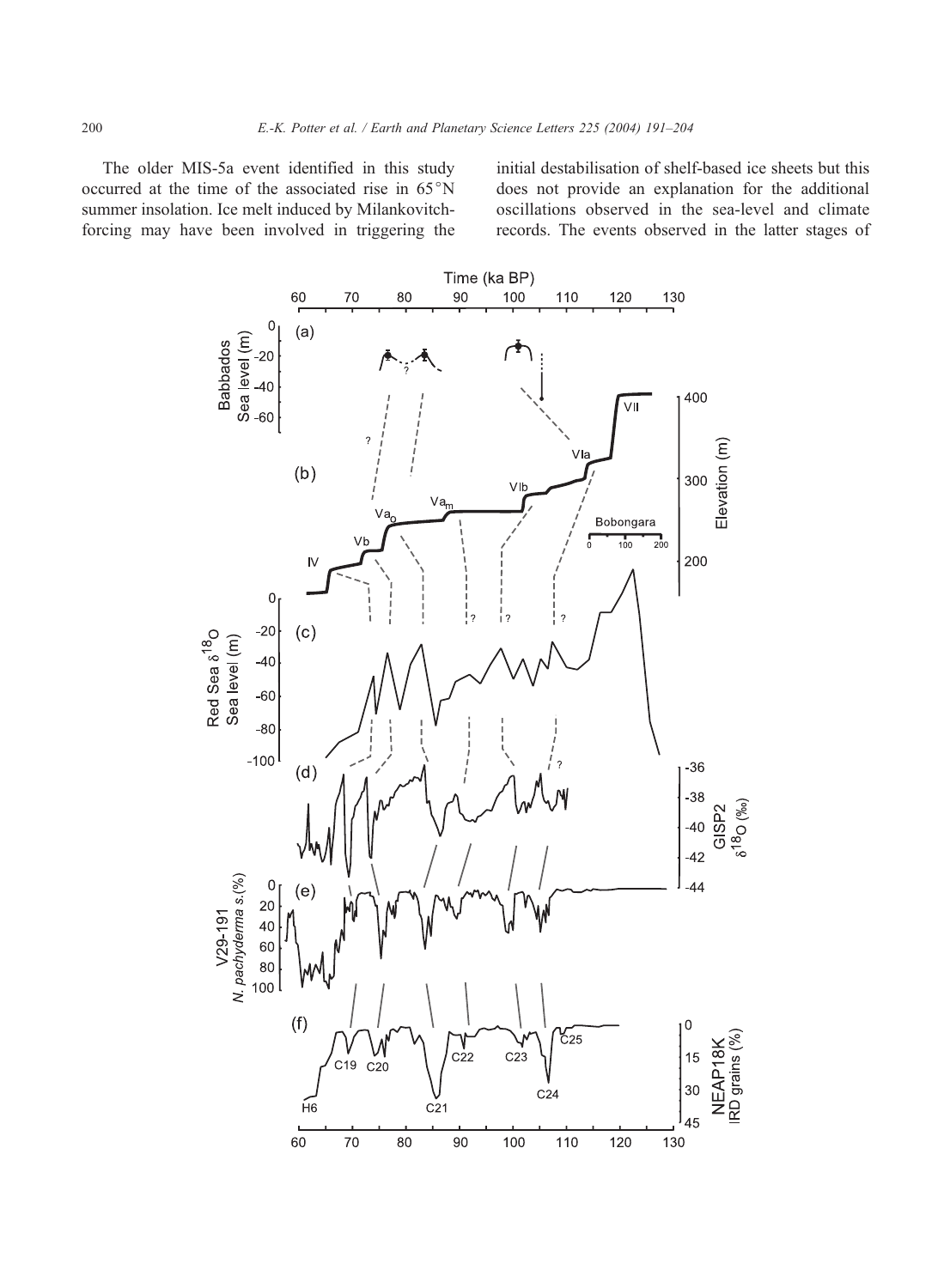The older MIS-5a event identified in this study occurred at the time of the associated rise in 65°N summer insolation. Ice melt induced by Milankovitch-forcing may have been involved in triggering the initial destabilisation of shelf-based ice sheets but this does not provide an explanation for the additional oscillations observed in the sea-level and climate records. The events observed in the latter stages of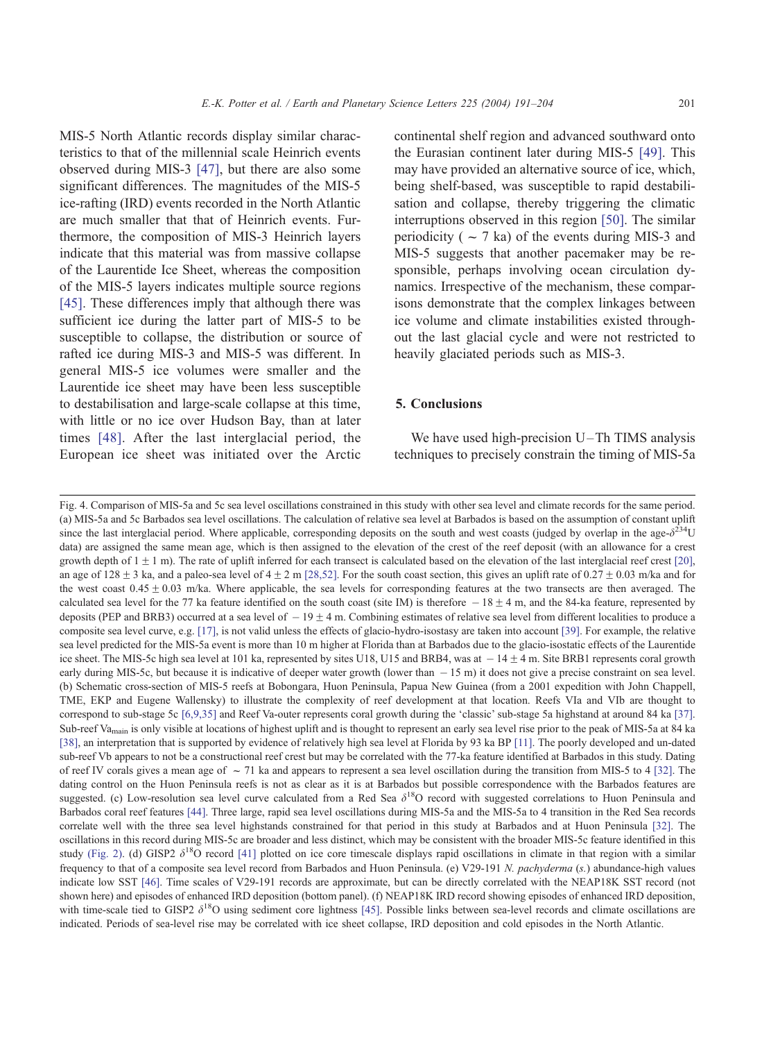MIS-5 North Atlantic records display similar characteristics to that of the millennial scale Heinrich events observed during MIS-3 [47], but there are also some significant differences. The magnitudes of the MIS-5 ice-rafting (IRD) events recorded in the North Atlantic are much smaller that that of Heinrich events. Furthermore, the composition of MIS-3 Heinrich layers indicate that this material was from massive collapse of the Laurentide Ice Sheet, whereas the composition of the MIS-5 layers indicates multiple source regions [45]. These differences imply that although there was sufficient ice during the latter part of MIS-5 to be susceptible to collapse, the distribution or source of rafted ice during MIS-3 and MIS-5 was different. In general MIS-5 ice volumes were smaller and the Laurentide ice sheet may have been less susceptible to destabilisation and large-scale collapse at this time, with little or no ice over Hudson Bay, than at later times [48]. After the last interglacial period, the European ice sheet was initiated over the Arctic continental shelf region and advanced southward onto the Eurasian continent later during MIS-5 [49]. This may have provided an alternative source of ice, which, being shelf-based, was susceptible to rapid destabilisation and collapse, thereby triggering the climatic interruptions observed in this region [50]. The similar periodicity ( ~ 7 ka) of the events during MIS-3 and MIS-5 suggests that another pacemaker may be responsible, perhaps involving ocean circulation dynamics. Irrespective of the mechanism, these comparisons demonstrate that the complex linkages between ice volume and climate instabilities existed throughout the last glacial cycle and were not restricted to heavily glaciated periods such as MIS-3.

## 5. Conclusions

We have used high-precision U–Th TIMS analysis techniques to precisely constrain the timing of MIS-5a

Fig. 4. Comparison of MIS-5a and 5c sea level oscillations constrained in this study with other sea level and climate records for the same period. (a) MIS-5a and 5c Barbados sea level oscillations. The calculation of relative sea level at Barbados is based on the assumption of constant uplift since the last interglacial period. Where applicable, corresponding deposits on the south and west coasts (judged by overlap in the age-$\delta^{234}$U data) are assigned the same mean age, which is then assigned to the elevation of the crest of the reef deposit (with an allowance for a crest growth depth of $1 \pm 1$ m). The rate of uplift inferred for each transect is calculated based on the elevation of the last interglacial reef crest [20], an age of $128 \pm 3$ ka, and a paleo-sea level of $4 \pm 2$ m [28,52]. For the south coast section, this gives an uplift rate of $0.27 \pm 0.03$ m/ka and for the west coast $0.45 \pm 0.03$ m/ka. Where applicable, the sea levels for corresponding features at the two transects are then averaged. The calculated sea level for the 77 ka feature identified on the south coast (site IM) is therefore $-18 \pm 4$ m, and the 84-ka feature, represented by deposits (PEP and BRB3) occurred at a sea level of $-19 \pm 4$ m. Combining estimates of relative sea level from different localities to produce a composite sea level curve, e.g. [17], is not valid unless the effects of glacio-hydro-isostasy are taken into account [39]. For example, the relative sea level predicted for the MIS-5a event is more than 10 m higher at Florida than at Barbados due to the glacio-isostatic effects of the Laurentide ice sheet. The MIS-5c high sea level at 101 ka, represented by sites U18, U15 and BRB4, was at $-14 \pm 4$ m. Site BRB1 represents coral growth early during MIS-5c, but because it is indicative of deeper water growth (lower than $-15$ m) it does not give a precise constraint on sea level. (b) Schematic cross-section of MIS-5 reefs at Bobongara, Huon Peninsula, Papua New Guinea (from a 2001 expedition with John Chappell, TME, EKP and Eugene Wallensky) to illustrate the complexity of reef development at that location. Reefs VIa and VIb are thought to correspond to sub-stage 5c [6,9,35] and Reef Va-outer represents coral growth during the 'classic' sub-stage 5a highstand at around 84 ka [37]. Sub-reef $\mathrm{Va}_{\mathrm{main}}$ is only visible at locations of highest uplift and is thought to represent an early sea level rise prior to the peak of MIS-5a at 84 ka [38], an interpretation that is supported by evidence of relatively high sea level at Florida by 93 ka BP [11]. The poorly developed and un-dated sub-reef Vb appears to not be a constructional reef crest but may be correlated with the 77-ka feature identified at Barbados in this study. Dating of reef IV corals gives a mean age of ~ 71 ka and appears to represent a sea level oscillation during the transition from MIS-5 to 4 [32]. The dating control on the Huon Peninsula reefs is not as clear as it is at Barbados but possible correspondence with the Barbados features are suggested. (c) Low-resolution sea level curve calculated from a Red Sea $\delta^{18}$O record with suggested correlations to Huon Peninsula and Barbados coral reef features [44]. Three large, rapid sea level oscillations during MIS-5a and the MIS-5a to 4 transition in the Red Sea records correlate well with the three sea level highstands constrained for that period in this study at Barbados and at Huon Peninsula [32]. The oscillations in this record during MIS-5c are broader and less distinct, which may be consistent with the broader MIS-5c feature identified in this study (Fig. 2). (d) GISP2 $\delta^{18}$O record [41] plotted on ice core timescale displays rapid oscillations in climate in that region with a similar frequency to that of a composite sea level record from Barbados and Huon Peninsula. (e) V29-191 *N. pachyderma* (*s.*) abundance-high values indicate low SST [46]. Time scales of V29-191 records are approximate, but can be directly correlated with the NEAP18K SST record (not shown here) and episodes of enhanced IRD deposition (bottom panel). (f) NEAP18K IRD record showing episodes of enhanced IRD deposition, with time-scale tied to GISP2 $\delta^{18}$O using sediment core lightness [45]. Possible links between sea-level records and climate oscillations are indicated. Periods of sea-level rise may be correlated with ice sheet collapse, IRD deposition and cold episodes in the North Atlantic.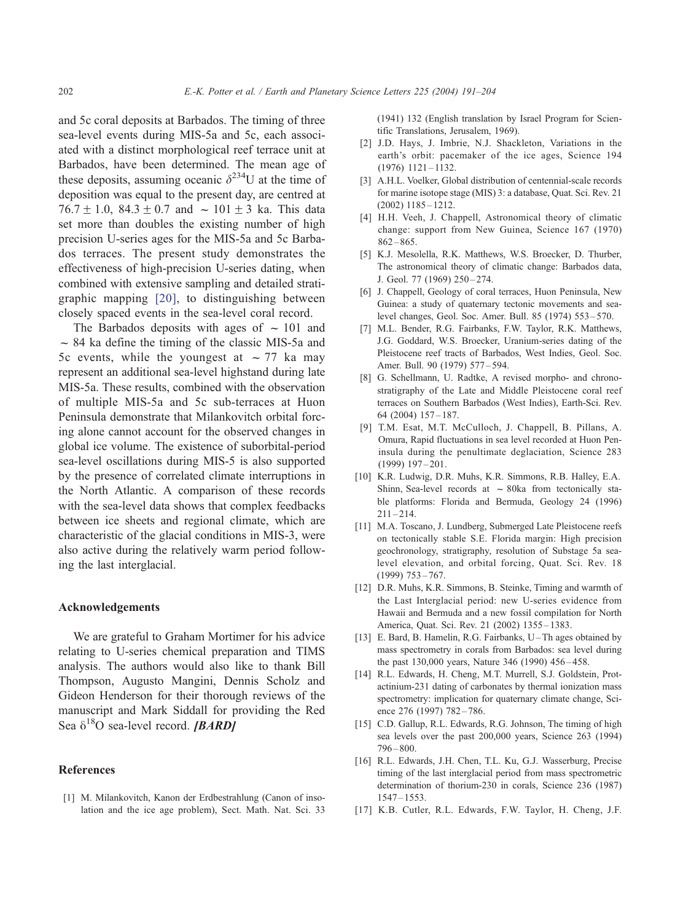and 5c coral deposits at Barbados. The timing of three sea-level events during MIS-5a and 5c, each associated with a distinct morphological reef terrace unit at Barbados, have been determined. The mean age of these deposits, assuming oceanic $\delta^{234}U$ at the time of deposition was equal to the present day, are centred at $76.7 \pm 1.0$, $84.3 \pm 0.7$ and $\sim 101 \pm 3$ ka. This data set more than doubles the existing number of high precision U-series ages for the MIS-5a and 5c Barbados terraces. The present study demonstrates the effectiveness of high-precision U-series dating, when combined with extensive sampling and detailed stratigraphic mapping [20], to distinguishing between closely spaced events in the sea-level coral record.

The Barbados deposits with ages of $\sim 101$ and $\sim 84$ ka define the timing of the classic MIS-5a and 5c events, while the youngest at $\sim 77$ ka may represent an additional sea-level highstand during late MIS-5a. These results, combined with the observation of multiple MIS-5a and 5c sub-terraces at Huon Peninsula demonstrate that Milankovitch orbital forcing alone cannot account for the observed changes in global ice volume. The existence of suborbital-period sea-level oscillations during MIS-5 is also supported by the presence of correlated climate interruptions in the North Atlantic. A comparison of these records with the sea-level data shows that complex feedbacks between ice sheets and regional climate, which are characteristic of the glacial conditions in MIS-3, were also active during the relatively warm period following the last interglacial.

## Acknowledgements

We are grateful to Graham Mortimer for his advice relating to U-series chemical preparation and TIMS analysis. The authors would also like to thank Bill Thompson, Augusto Mangini, Dennis Scholz and Gideon Henderson for their thorough reviews of the manuscript and Mark Siddall for providing the Red Sea $\delta^{18}O$ sea-level record. ***[BARD]***

## References

[1] M. Milankovitch, Kanon der Erdbestrahlung (Canon of insolation and the ice age problem), Sect. Math. Nat. Sci. 33 (1941) 132 (English translation by Israel Program for Scientific Translations, Jerusalem, 1969).

[2] J.D. Hays, J. Imbrie, N.J. Shackleton, Variations in the earth's orbit: pacemaker of the ice ages, Science 194 (1976) 1121–1132.

[3] A.H.L. Voelker, Global distribution of centennial-scale records for marine isotope stage (MIS) 3: a database, Quat. Sci. Rev. 21 (2002) 1185–1212.

[4] H.H. Veeh, J. Chappell, Astronomical theory of climatic change: support from New Guinea, Science 167 (1970) 862–865.

[5] K.J. Mesolella, R.K. Matthews, W.S. Broecker, D. Thurber, The astronomical theory of climatic change: Barbados data, J. Geol. 77 (1969) 250–274.

[6] J. Chappell, Geology of coral terraces, Huon Peninsula, New Guinea: a study of quaternary tectonic movements and sea-level changes, Geol. Soc. Amer. Bull. 85 (1974) 553–570.

[7] M.L. Bender, R.G. Fairbanks, F.W. Taylor, R.K. Matthews, J.G. Goddard, W.S. Broecker, Uranium-series dating of the Pleistocene reef tracts of Barbados, West Indies, Geol. Soc. Amer. Bull. 90 (1979) 577–594.

[8] G. Schellmann, U. Radtke, A revised morpho- and chronostratigraphy of the Late and Middle Pleistocene coral reef terraces on Southern Barbados (West Indies), Earth-Sci. Rev. 64 (2004) 157–187.

[9] T.M. Esat, M.T. McCulloch, J. Chappell, B. Pillans, A. Omura, Rapid fluctuations in sea level recorded at Huon Peninsula during the penultimate deglaciation, Science 283 (1999) 197–201.

[10] K.R. Ludwig, D.R. Muhs, K.R. Simmons, R.B. Halley, E.A. Shinn, Sea-level records at $\sim 80$ka from tectonically stable platforms: Florida and Bermuda, Geology 24 (1996) 211–214.

[11] M.A. Toscano, J. Lundberg, Submerged Late Pleistocene reefs on tectonically stable S.E. Florida margin: High precision geochronology, stratigraphy, resolution of Substage 5a sea-level elevation, and orbital forcing, Quat. Sci. Rev. 18 (1999) 753–767.

[12] D.R. Muhs, K.R. Simmons, B. Steinke, Timing and warmth of the Last Interglacial period: new U-series evidence from Hawaii and Bermuda and a new fossil compilation for North America, Quat. Sci. Rev. 21 (2002) 1355–1383.

[13] E. Bard, B. Hamelin, R.G. Fairbanks, U–Th ages obtained by mass spectrometry in corals from Barbados: sea level during the past 130,000 years, Nature 346 (1990) 456–458.

[14] R.L. Edwards, H. Cheng, M.T. Murrell, S.J. Goldstein, Protactinium-231 dating of carbonates by thermal ionization mass spectrometry: implication for quaternary climate change, Science 276 (1997) 782–786.

[15] C.D. Gallup, R.L. Edwards, R.G. Johnson, The timing of high sea levels over the past 200,000 years, Science 263 (1994) 796–800.

[16] R.L. Edwards, J.H. Chen, T.L. Ku, G.J. Wasserburg, Precise timing of the last interglacial period from mass spectrometric determination of thorium-230 in corals, Science 236 (1987) 1547–1553.

[17] K.B. Cutler, R.L. Edwards, F.W. Taylor, H. Cheng, J.F.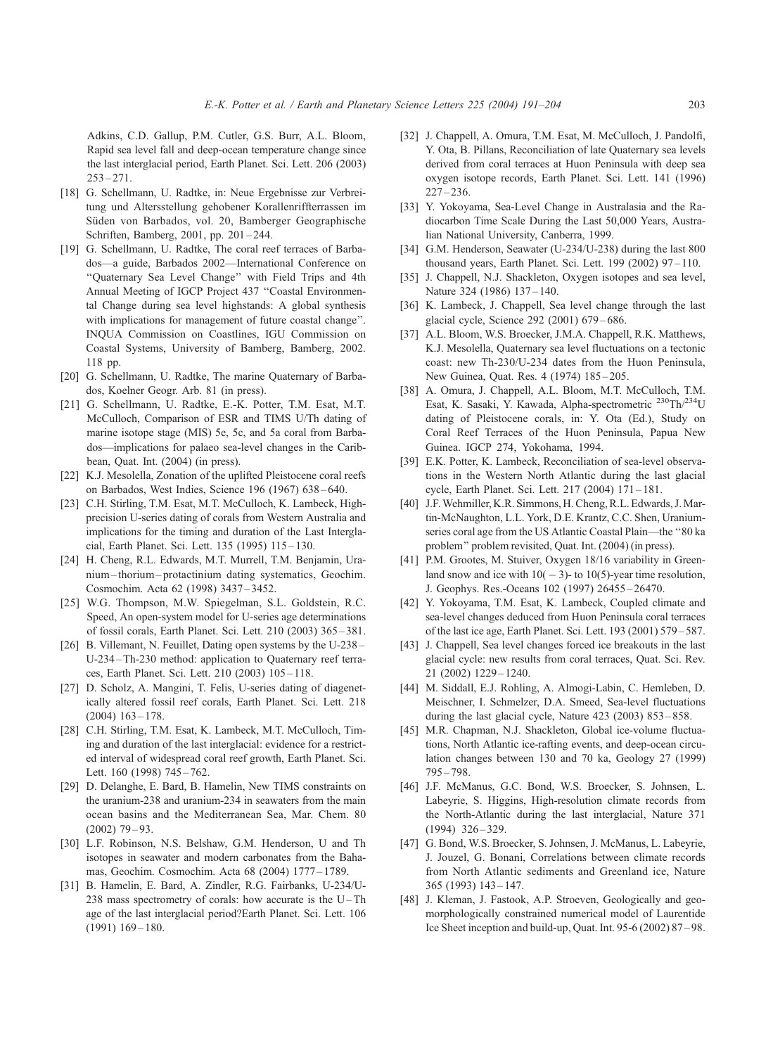Adkins, C.D. Gallup, P.M. Cutler, G.S. Burr, A.L. Bloom, Rapid sea level fall and deep-ocean temperature change since the last interglacial period, Earth Planet. Sci. Lett. 206 (2003) 253–271.

[18] G. Schellmann, U. Radtke, in: Neue Ergebnisse zur Verbreitung und Altersstellung gehobener Korallenriffterrassen im Süden von Barbados, vol. 20, Bamberger Geographische Schriften, Bamberg, 2001, pp. 201–244.

[19] G. Schellmann, U. Radtke, The coral reef terraces of Barbados—a guide, Barbados 2002—International Conference on "Quaternary Sea Level Change" with Field Trips and 4th Annual Meeting of IGCP Project 437 "Coastal Environmental Change during sea level highstands: A global synthesis with implications for management of future coastal change". INQUA Commission on Coastlines, IGU Commission on Coastal Systems, University of Bamberg, Bamberg, 2002. 118 pp.

[20] G. Schellmann, U. Radtke, The marine Quaternary of Barbados, Koelner Geogr. Arb. 81 (in press).

[21] G. Schellmann, U. Radtke, E.-K. Potter, T.M. Esat, M.T. McCulloch, Comparison of ESR and TIMS U/Th dating of marine isotope stage (MIS) 5e, 5c, and 5a coral from Barbados—implications for palaeo sea-level changes in the Caribbean, Quat. Int. (2004) (in press).

[22] K.J. Mesolella, Zonation of the uplifted Pleistocene coral reefs on Barbados, West Indies, Science 196 (1967) 638–640.

[23] C.H. Stirling, T.M. Esat, M.T. McCulloch, K. Lambeck, High-precision U-series dating of corals from Western Australia and implications for the timing and duration of the Last Interglacial, Earth Planet. Sci. Lett. 135 (1995) 115–130.

[24] H. Cheng, R.L. Edwards, M.T. Murrell, T.M. Benjamin, Uranium–thorium–protactinium dating systematics, Geochim. Cosmochim. Acta 62 (1998) 3437–3452.

[25] W.G. Thompson, M.W. Spiegelman, S.L. Goldstein, R.C. Speed, An open-system model for U-series age determinations of fossil corals, Earth Planet. Sci. Lett. 210 (2003) 365–381.

[26] B. Villemant, N. Feuillet, Dating open systems by the U-238–U-234–Th-230 method: application to Quaternary reef terraces, Earth Planet. Sci. Lett. 210 (2003) 105–118.

[27] D. Scholz, A. Mangini, T. Felis, U-series dating of diagenetically altered fossil reef corals, Earth Planet. Sci. Lett. 218 (2004) 163–178.

[28] C.H. Stirling, T.M. Esat, K. Lambeck, M.T. McCulloch, Timing and duration of the last interglacial: evidence for a restricted interval of widespread coral reef growth, Earth Planet. Sci. Lett. 160 (1998) 745–762.

[29] D. Delanghe, E. Bard, B. Hamelin, New TIMS constraints on the uranium-238 and uranium-234 in seawaters from the main ocean basins and the Mediterranean Sea, Mar. Chem. 80 (2002) 79–93.

[30] L.F. Robinson, N.S. Belshaw, G.M. Henderson, U and Th isotopes in seawater and modern carbonates from the Bahamas, Geochim. Cosmochim. Acta 68 (2004) 1777–1789.

[31] B. Hamelin, E. Bard, A. Zindler, R.G. Fairbanks, U-234/U-238 mass spectrometry of corals: how accurate is the U–Th age of the last interglacial period?Earth Planet. Sci. Lett. 106 (1991) 169–180.

[32] J. Chappell, A. Omura, T.M. Esat, M. McCulloch, J. Pandolfi, Y. Ota, B. Pillans, Reconciliation of late Quaternary sea levels derived from coral terraces at Huon Peninsula with deep sea oxygen isotope records, Earth Planet. Sci. Lett. 141 (1996) 227–236.

[33] Y. Yokoyama, Sea-Level Change in Australasia and the Radiocarbon Time Scale During the Last 50,000 Years, Australian National University, Canberra, 1999.

[34] G.M. Henderson, Seawater (U-234/U-238) during the last 800 thousand years, Earth Planet. Sci. Lett. 199 (2002) 97–110.

[35] J. Chappell, N.J. Shackleton, Oxygen isotopes and sea level, Nature 324 (1986) 137–140.

[36] K. Lambeck, J. Chappell, Sea level change through the last glacial cycle, Science 292 (2001) 679–686.

[37] A.L. Bloom, W.S. Broecker, J.M.A. Chappell, R.K. Matthews, K.J. Mesolella, Quaternary sea level fluctuations on a tectonic coast: new Th-230/U-234 dates from the Huon Peninsula, New Guinea, Quat. Res. 4 (1974) 185–205.

[38] A. Omura, J. Chappell, A.L. Bloom, M.T. McCulloch, T.M. Esat, K. Sasaki, Y. Kawada, Alpha-spectrometric $^{230}Th/^{234}U$ dating of Pleistocene corals, in: Y. Ota (Ed.), Study on Coral Reef Terraces of the Huon Peninsula, Papua New Guinea. IGCP 274, Yokohama, 1994.

[39] E.K. Potter, K. Lambeck, Reconciliation of sea-level observations in the Western North Atlantic during the last glacial cycle, Earth Planet. Sci. Lett. 217 (2004) 171–181.

[40] J.F. Wehmiller, K.R. Simmons, H. Cheng, R.L. Edwards, J. Martin-McNaughton, L.L. York, D.E. Krantz, C.C. Shen, Uranium-series coral age from the US Atlantic Coastal Plain—the "80 ka problem" problem revisited, Quat. Int. (2004) (in press).

[41] P.M. Grootes, M. Stuiver, Oxygen 18/16 variability in Greenland snow and ice with $10(-3)$- to 10(5)-year time resolution, J. Geophys. Res.-Oceans 102 (1997) 26455–26470.

[42] Y. Yokoyama, T.M. Esat, K. Lambeck, Coupled climate and sea-level changes deduced from Huon Peninsula coral terraces of the last ice age, Earth Planet. Sci. Lett. 193 (2001) 579–587.

[43] J. Chappell, Sea level changes forced ice breakouts in the last glacial cycle: new results from coral terraces, Quat. Sci. Rev. 21 (2002) 1229–1240.

[44] M. Siddall, E.J. Rohling, A. Almogi-Labin, C. Hemleben, D. Meischner, I. Schmelzer, D.A. Smeed, Sea-level fluctuations during the last glacial cycle, Nature 423 (2003) 853–858.

[45] M.R. Chapman, N.J. Shackleton, Global ice-volume fluctuations, North Atlantic ice-rafting events, and deep-ocean circulation changes between 130 and 70 ka, Geology 27 (1999) 795–798.

[46] J.F. McManus, G.C. Bond, W.S. Broecker, S. Johnsen, L. Labeyrie, S. Higgins, High-resolution climate records from the North-Atlantic during the last interglacial, Nature 371 (1994) 326–329.

[47] G. Bond, W.S. Broecker, S. Johnsen, J. McManus, L. Labeyrie, J. Jouzel, G. Bonani, Correlations between climate records from North Atlantic sediments and Greenland ice, Nature 365 (1993) 143–147.

[48] J. Kleman, J. Fastook, A.P. Stroeven, Geologically and geomorphologically constrained numerical model of Laurentide Ice Sheet inception and build-up, Quat. Int. 95-6 (2002) 87–98.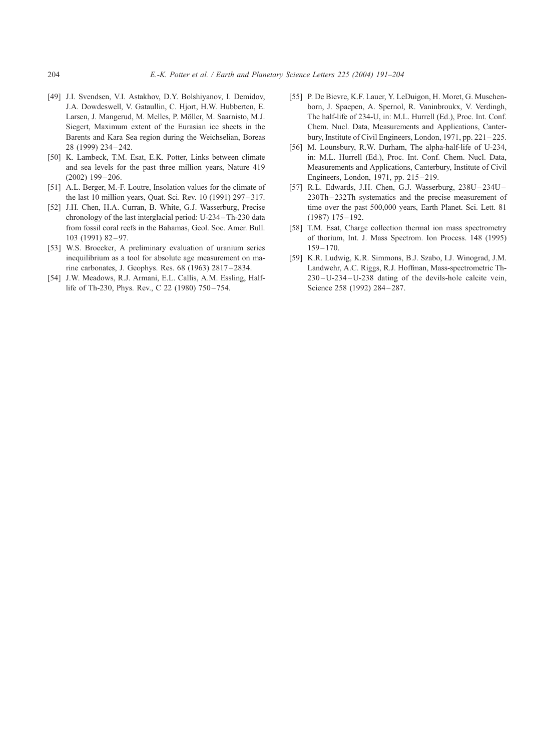[49] J.I. Svendsen, V.I. Astakhov, D.Y. Bolshiyanov, I. Demidov, J.A. Dowdeswell, V. Gataullin, C. Hjort, H.W. Hubberten, E. Larsen, J. Mangerud, M. Melles, P. Möller, M. Saarnisto, M.J. Siegert, Maximum extent of the Eurasian ice sheets in the Barents and Kara Sea region during the Weichselian, Boreas 28 (1999) 234–242.

[50] K. Lambeck, T.M. Esat, E.K. Potter, Links between climate and sea levels for the past three million years, Nature 419 (2002) 199–206.

[51] A.L. Berger, M.-F. Loutre, Insolation values for the climate of the last 10 million years, Quat. Sci. Rev. 10 (1991) 297–317.

[52] J.H. Chen, H.A. Curran, B. White, G.J. Wasserburg, Precise chronology of the last interglacial period: U-234–Th-230 data from fossil coral reefs in the Bahamas, Geol. Soc. Amer. Bull. 103 (1991) 82–97.

[53] W.S. Broecker, A preliminary evaluation of uranium series inequilibrium as a tool for absolute age measurement on marine carbonates, J. Geophys. Res. 68 (1963) 2817–2834.

[54] J.W. Meadows, R.J. Armani, E.L. Callis, A.M. Essling, Half-life of Th-230, Phys. Rev., C 22 (1980) 750–754.

[55] P. De Bievre, K.F. Lauer, Y. LeDuigon, H. Moret, G. Muschenborn, J. Spaepen, A. Spernol, R. Vaninbroukx, V. Verdingh, The half-life of 234-U, in: M.L. Hurrell (Ed.), Proc. Int. Conf. Chem. Nucl. Data, Measurements and Applications, Canterbury, Institute of Civil Engineers, London, 1971, pp. 221–225.

[56] M. Lounsbury, R.W. Durham, The alpha-half-life of U-234, in: M.L. Hurrell (Ed.), Proc. Int. Conf. Chem. Nucl. Data, Measurements and Applications, Canterbury, Institute of Civil Engineers, London, 1971, pp. 215–219.

[57] R.L. Edwards, J.H. Chen, G.J. Wasserburg, 238U–234U–230Th–232Th systematics and the precise measurement of time over the past 500,000 years, Earth Planet. Sci. Lett. 81 (1987) 175–192.

[58] T.M. Esat, Charge collection thermal ion mass spectrometry of thorium, Int. J. Mass Spectrom. Ion Process. 148 (1995) 159–170.

[59] K.R. Ludwig, K.R. Simmons, B.J. Szabo, I.J. Winograd, J.M. Landwehr, A.C. Riggs, R.J. Hoffman, Mass-spectrometric Th-230–U-234–U-238 dating of the devils-hole calcite vein, Science 258 (1992) 284–287.